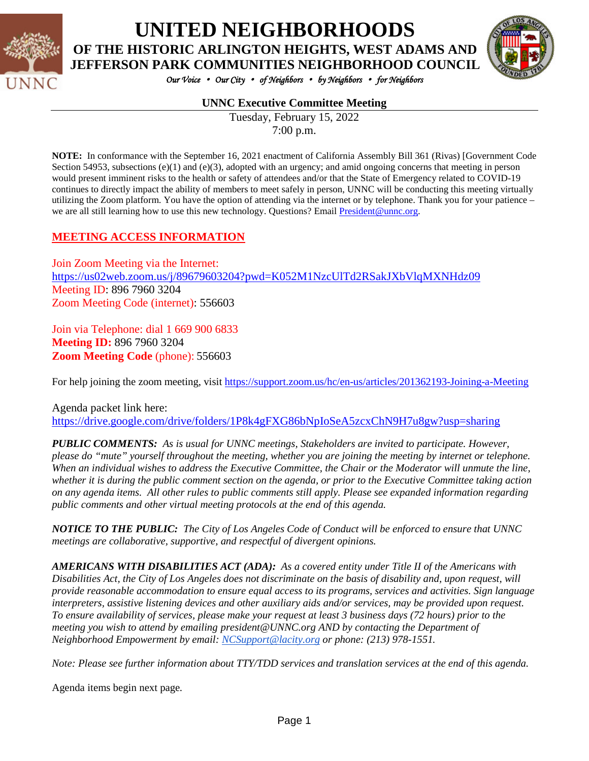# UNITED NEIGHBORHOODS

## OF THE HISTORIC ARLINGTON HEIGHTS, WEST ADAMS AND JEFFERSON PARK COMMUNITIES NEIGHBORHOOD COUNCIL

*Our Voice • Our City • of Neighbors • by Neighbors • for Neighbors*

### UNNC Executive Committee Meeting

Tuesday, February 15, 2022
7:00 p.m.

**NOTE:** In conformance with the September 16, 2021 enactment of California Assembly Bill 361 (Rivas) [Government Code Section 54953, subsections (e)(1) and (e)(3), adopted with an urgency; and amid ongoing concerns that meeting in person would present imminent risks to the health or safety of attendees and/or that the State of Emergency related to COVID-19 continues to directly impact the ability of members to meet safely in person, UNNC will be conducting this meeting virtually utilizing the Zoom platform. You have the option of attending via the internet or by telephone. Thank you for your patience – we are all still learning how to use this new technology. Questions? Email President@unnc.org.

## MEETING ACCESS INFORMATION

Join Zoom Meeting via the Internet:
https://us02web.zoom.us/j/89679603204?pwd=K052M1NzcUlTd2RSakJXbVlqMXNHdz09
Meeting ID: 896 7960 3204
Zoom Meeting Code (internet): 556603

Join via Telephone: dial 1 669 900 6833
**Meeting ID:** 896 7960 3204
**Zoom Meeting Code** (phone): 556603

For help joining the zoom meeting, visit https://support.zoom.us/hc/en-us/articles/201362193-Joining-a-Meeting

Agenda packet link here:
https://drive.google.com/drive/folders/1P8k4gFXG86bNpIoSeA5zcxChN9H7u8gw?usp=sharing

***PUBLIC COMMENTS:*** *As is usual for UNNC meetings, Stakeholders are invited to participate. However, please do "mute" yourself throughout the meeting, whether you are joining the meeting by internet or telephone. When an individual wishes to address the Executive Committee, the Chair or the Moderator will unmute the line, whether it is during the public comment section on the agenda, or prior to the Executive Committee taking action on any agenda items. All other rules to public comments still apply. Please see expanded information regarding public comments and other virtual meeting protocols at the end of this agenda.*

***NOTICE TO THE PUBLIC:*** *The City of Los Angeles Code of Conduct will be enforced to ensure that UNNC meetings are collaborative, supportive, and respectful of divergent opinions.*

***AMERICANS WITH DISABILITIES ACT (ADA):*** *As a covered entity under Title II of the Americans with Disabilities Act, the City of Los Angeles does not discriminate on the basis of disability and, upon request, will provide reasonable accommodation to ensure equal access to its programs, services and activities. Sign language interpreters, assistive listening devices and other auxiliary aids and/or services, may be provided upon request. To ensure availability of services, please make your request at least 3 business days (72 hours) prior to the meeting you wish to attend by emailing president@UNNC.org AND by contacting the Department of Neighborhood Empowerment by email: NCSupport@lacity.org or phone: (213) 978-1551.*

*Note: Please see further information about TTY/TDD services and translation services at the end of this agenda.*

Agenda items begin next page.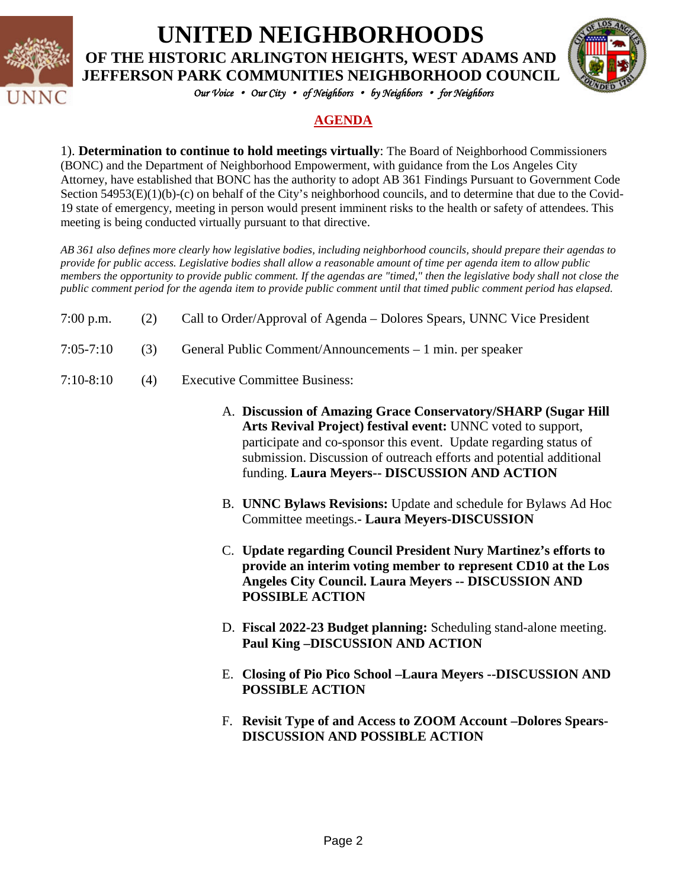# UNITED NEIGHBORHOODS

## OF THE HISTORIC ARLINGTON HEIGHTS, WEST ADAMS AND JEFFERSON PARK COMMUNITIES NEIGHBORHOOD COUNCIL

*Our Voice • Our City • of Neighbors • by Neighbors • for Neighbors*

## AGENDA

1). **Determination to continue to hold meetings virtually**: The Board of Neighborhood Commissioners (BONC) and the Department of Neighborhood Empowerment, with guidance from the Los Angeles City Attorney, have established that BONC has the authority to adopt AB 361 Findings Pursuant to Government Code Section 54953(E)(1)(b)-(c) on behalf of the City's neighborhood councils, and to determine that due to the Covid-19 state of emergency, meeting in person would present imminent risks to the health or safety of attendees. This meeting is being conducted virtually pursuant to that directive.

*AB 361 also defines more clearly how legislative bodies, including neighborhood councils, should prepare their agendas to provide for public access. Legislative bodies shall allow a reasonable amount of time per agenda item to allow public members the opportunity to provide public comment. If the agendas are "timed," then the legislative body shall not close the public comment period for the agenda item to provide public comment until that timed public comment period has elapsed.*

7:00 p.m. (2) Call to Order/Approval of Agenda – Dolores Spears, UNNC Vice President

7:05-7:10 (3) General Public Comment/Announcements – 1 min. per speaker

7:10-8:10 (4) Executive Committee Business:

A. **Discussion of Amazing Grace Conservatory/SHARP (Sugar Hill Arts Revival Project) festival event:** UNNC voted to support, participate and co-sponsor this event. Update regarding status of submission. Discussion of outreach efforts and potential additional funding. **Laura Meyers-- DISCUSSION AND ACTION**

B. **UNNC Bylaws Revisions:** Update and schedule for Bylaws Ad Hoc Committee meetings.**- Laura Meyers-DISCUSSION**

C. **Update regarding Council President Nury Martinez's efforts to provide an interim voting member to represent CD10 at the Los Angeles City Council. Laura Meyers -- DISCUSSION AND POSSIBLE ACTION**

D. **Fiscal 2022-23 Budget planning:** Scheduling stand-alone meeting. **Paul King –DISCUSSION AND ACTION**

E. **Closing of Pio Pico School –Laura Meyers --DISCUSSION AND POSSIBLE ACTION**

F. **Revisit Type of and Access to ZOOM Account –Dolores Spears-DISCUSSION AND POSSIBLE ACTION**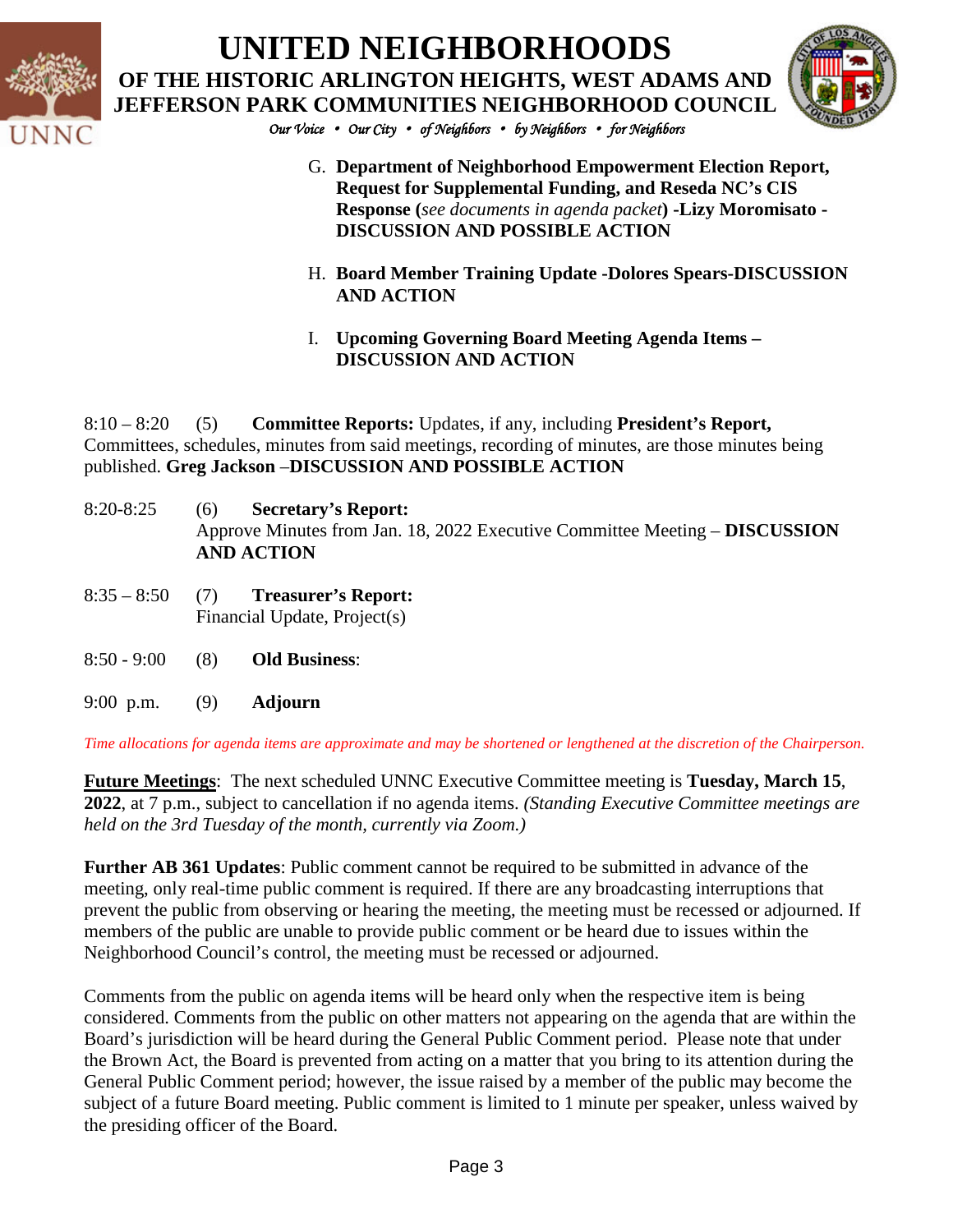G. **Department of Neighborhood Empowerment Election Report, Request for Supplemental Funding, and Reseda NC's CIS Response (***see documents in agenda packet***) -Lizy Moromisato - DISCUSSION AND POSSIBLE ACTION**

H. **Board Member Training Update -Dolores Spears-DISCUSSION AND ACTION**

I. **Upcoming Governing Board Meeting Agenda Items – DISCUSSION AND ACTION**

8:10 – 8:20 (5) **Committee Reports:** Updates, if any, including **President's Report,** Committees, schedules, minutes from said meetings, recording of minutes, are those minutes being published. **Greg Jackson –DISCUSSION AND POSSIBLE ACTION**

8:20-8:25 (6) **Secretary's Report:**
Approve Minutes from Jan. 18, 2022 Executive Committee Meeting – **DISCUSSION AND ACTION**

8:35 – 8:50 (7) **Treasurer's Report:**
Financial Update, Project(s)

8:50 - 9:00 (8) **Old Business**:

9:00 p.m. (9) **Adjourn**

*Time allocations for agenda items are approximate and may be shortened or lengthened at the discretion of the Chairperson.*

**Future Meetings**: The next scheduled UNNC Executive Committee meeting is **Tuesday, March 15, 2022**, at 7 p.m., subject to cancellation if no agenda items. *(Standing Executive Committee meetings are held on the 3rd Tuesday of the month, currently via Zoom.)*

**Further AB 361 Updates**: Public comment cannot be required to be submitted in advance of the meeting, only real-time public comment is required. If there are any broadcasting interruptions that prevent the public from observing or hearing the meeting, the meeting must be recessed or adjourned. If members of the public are unable to provide public comment or be heard due to issues within the Neighborhood Council's control, the meeting must be recessed or adjourned.

Comments from the public on agenda items will be heard only when the respective item is being considered. Comments from the public on other matters not appearing on the agenda that are within the Board's jurisdiction will be heard during the General Public Comment period. Please note that under the Brown Act, the Board is prevented from acting on a matter that you bring to its attention during the General Public Comment period; however, the issue raised by a member of the public may become the subject of a future Board meeting. Public comment is limited to 1 minute per speaker, unless waived by the presiding officer of the Board.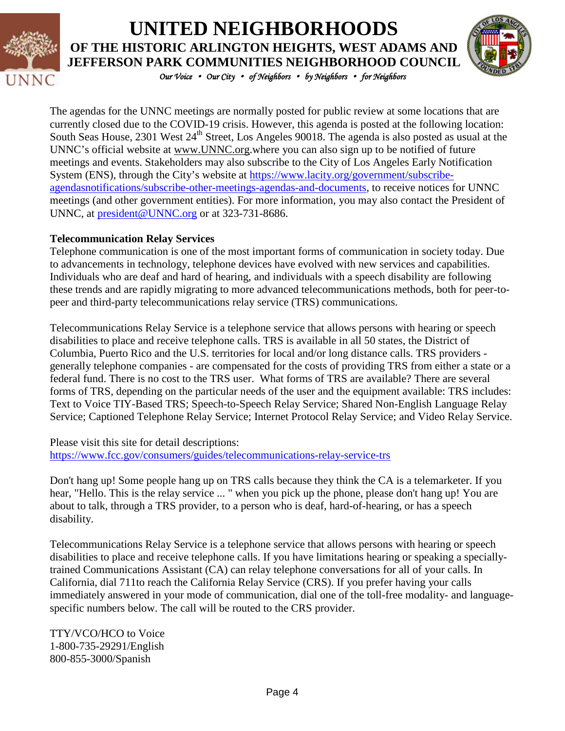# UNITED NEIGHBORHOODS

## OF THE HISTORIC ARLINGTON HEIGHTS, WEST ADAMS AND JEFFERSON PARK COMMUNITIES NEIGHBORHOOD COUNCIL

*Our Voice • Our City • of Neighbors • by Neighbors • for Neighbors*

The agendas for the UNNC meetings are normally posted for public review at some locations that are currently closed due to the COVID-19 crisis. However, this agenda is posted at the following location: South Seas House, 2301 West 24th Street, Los Angeles 90018. The agenda is also posted as usual at the UNNC's official website at www.UNNC.org.where you can also sign up to be notified of future meetings and events. Stakeholders may also subscribe to the City of Los Angeles Early Notification System (ENS), through the City's website at https://www.lacity.org/government/subscribe-agendasnotifications/subscribe-other-meetings-agendas-and-documents, to receive notices for UNNC meetings (and other government entities). For more information, you may also contact the President of UNNC, at president@UNNC.org or at 323-731-8686.

**Telecommunication Relay Services**

Telephone communication is one of the most important forms of communication in society today. Due to advancements in technology, telephone devices have evolved with new services and capabilities. Individuals who are deaf and hard of hearing, and individuals with a speech disability are following these trends and are rapidly migrating to more advanced telecommunications methods, both for peer-to-peer and third-party telecommunications relay service (TRS) communications.

Telecommunications Relay Service is a telephone service that allows persons with hearing or speech disabilities to place and receive telephone calls. TRS is available in all 50 states, the District of Columbia, Puerto Rico and the U.S. territories for local and/or long distance calls. TRS providers - generally telephone companies - are compensated for the costs of providing TRS from either a state or a federal fund. There is no cost to the TRS user. What forms of TRS are available? There are several forms of TRS, depending on the particular needs of the user and the equipment available: TRS includes: Text to Voice TIY-Based TRS; Speech-to-Speech Relay Service; Shared Non-English Language Relay Service; Captioned Telephone Relay Service; Internet Protocol Relay Service; and Video Relay Service.

Please visit this site for detail descriptions:
https://www.fcc.gov/consumers/guides/telecommunications-relay-service-trs

Don't hang up! Some people hang up on TRS calls because they think the CA is a telemarketer. If you hear, "Hello. This is the relay service ... " when you pick up the phone, please don't hang up! You are about to talk, through a TRS provider, to a person who is deaf, hard-of-hearing, or has a speech disability.

Telecommunications Relay Service is a telephone service that allows persons with hearing or speech disabilities to place and receive telephone calls. If you have limitations hearing or speaking a specially-trained Communications Assistant (CA) can relay telephone conversations for all of your calls. In California, dial 711to reach the California Relay Service (CRS). If you prefer having your calls immediately answered in your mode of communication, dial one of the toll-free modality- and language-specific numbers below. The call will be routed to the CRS provider.

TTY/VCO/HCO to Voice
1-800-735-29291/English
800-855-3000/Spanish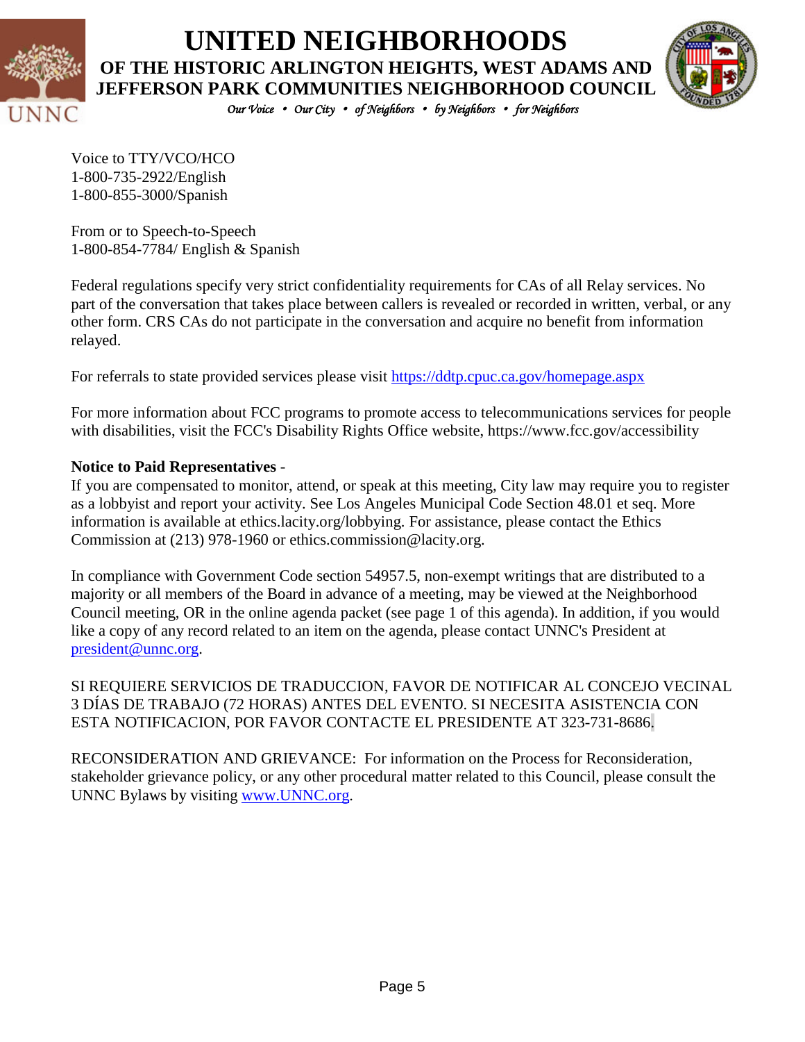Voice to TTY/VCO/HCO
1-800-735-2922/English
1-800-855-3000/Spanish

From or to Speech-to-Speech
1-800-854-7784/ English & Spanish

Federal regulations specify very strict confidentiality requirements for CAs of all Relay services. No part of the conversation that takes place between callers is revealed or recorded in written, verbal, or any other form. CRS CAs do not participate in the conversation and acquire no benefit from information relayed.

For referrals to state provided services please visit https://ddtp.cpuc.ca.gov/homepage.aspx

For more information about FCC programs to promote access to telecommunications services for people with disabilities, visit the FCC's Disability Rights Office website, https://www.fcc.gov/accessibility

**Notice to Paid Representatives** -
If you are compensated to monitor, attend, or speak at this meeting, City law may require you to register as a lobbyist and report your activity. See Los Angeles Municipal Code Section 48.01 et seq. More information is available at ethics.lacity.org/lobbying. For assistance, please contact the Ethics Commission at (213) 978-1960 or ethics.commission@lacity.org.

In compliance with Government Code section 54957.5, non-exempt writings that are distributed to a majority or all members of the Board in advance of a meeting, may be viewed at the Neighborhood Council meeting, OR in the online agenda packet (see page 1 of this agenda). In addition, if you would like a copy of any record related to an item on the agenda, please contact UNNC's President at president@unnc.org.

SI REQUIERE SERVICIOS DE TRADUCCION, FAVOR DE NOTIFICAR AL CONCEJO VECINAL 3 DÍAS DE TRABAJO (72 HORAS) ANTES DEL EVENTO. SI NECESITA ASISTENCIA CON ESTA NOTIFICACION, POR FAVOR CONTACTE EL PRESIDENTE AT 323-731-8686.

RECONSIDERATION AND GRIEVANCE: For information on the Process for Reconsideration, stakeholder grievance policy, or any other procedural matter related to this Council, please consult the UNNC Bylaws by visiting www.UNNC.org.